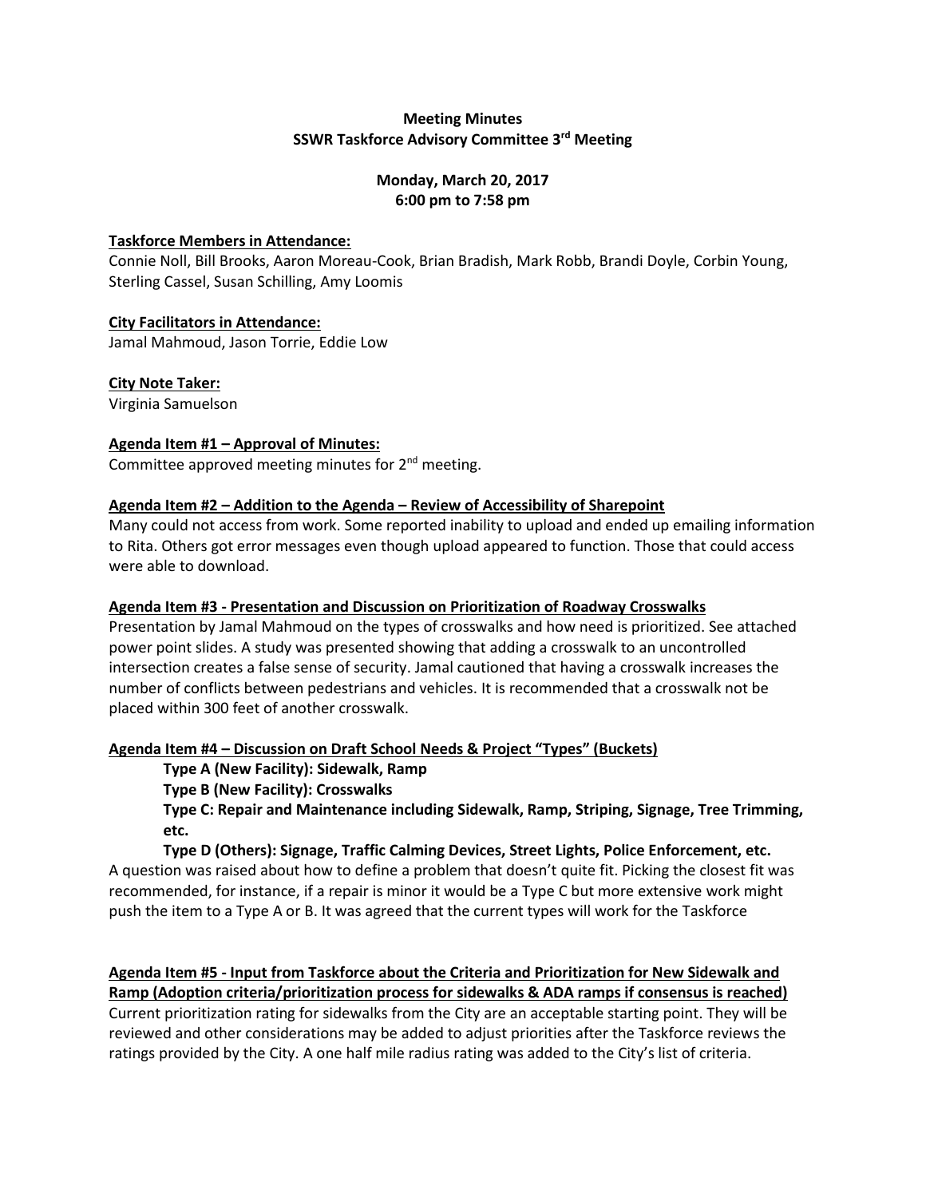**Meeting Minutes**
**SSWR Taskforce Advisory Committee 3rd Meeting**

**Monday, March 20, 2017**
**6:00 pm to 7:58 pm**

**Taskforce Members in Attendance:**
Connie Noll, Bill Brooks, Aaron Moreau-Cook, Brian Bradish, Mark Robb, Brandi Doyle, Corbin Young, Sterling Cassel, Susan Schilling, Amy Loomis

**City Facilitators in Attendance:**
Jamal Mahmoud, Jason Torrie, Eddie Low

**City Note Taker:**
Virginia Samuelson

**Agenda Item #1 – Approval of Minutes:**
Committee approved meeting minutes for 2nd meeting.

**Agenda Item #2 – Addition to the Agenda – Review of Accessibility of Sharepoint**
Many could not access from work. Some reported inability to upload and ended up emailing information to Rita. Others got error messages even though upload appeared to function. Those that could access were able to download.

**Agenda Item #3 - Presentation and Discussion on Prioritization of Roadway Crosswalks**
Presentation by Jamal Mahmoud on the types of crosswalks and how need is prioritized. See attached power point slides. A study was presented showing that adding a crosswalk to an uncontrolled intersection creates a false sense of security. Jamal cautioned that having a crosswalk increases the number of conflicts between pedestrians and vehicles. It is recommended that a crosswalk not be placed within 300 feet of another crosswalk.

**Agenda Item #4 – Discussion on Draft School Needs & Project "Types" (Buckets)**

> **Type A (New Facility): Sidewalk, Ramp**
> **Type B (New Facility): Crosswalks**
> **Type C: Repair and Maintenance including Sidewalk, Ramp, Striping, Signage, Tree Trimming, etc.**
> **Type D (Others): Signage, Traffic Calming Devices, Street Lights, Police Enforcement, etc.**

A question was raised about how to define a problem that doesn't quite fit. Picking the closest fit was recommended, for instance, if a repair is minor it would be a Type C but more extensive work might push the item to a Type A or B. It was agreed that the current types will work for the Taskforce

**Agenda Item #5 - Input from Taskforce about the Criteria and Prioritization for New Sidewalk and Ramp (Adoption criteria/prioritization process for sidewalks & ADA ramps if consensus is reached)**
Current prioritization rating for sidewalks from the City are an acceptable starting point. They will be reviewed and other considerations may be added to adjust priorities after the Taskforce reviews the ratings provided by the City. A one half mile radius rating was added to the City's list of criteria.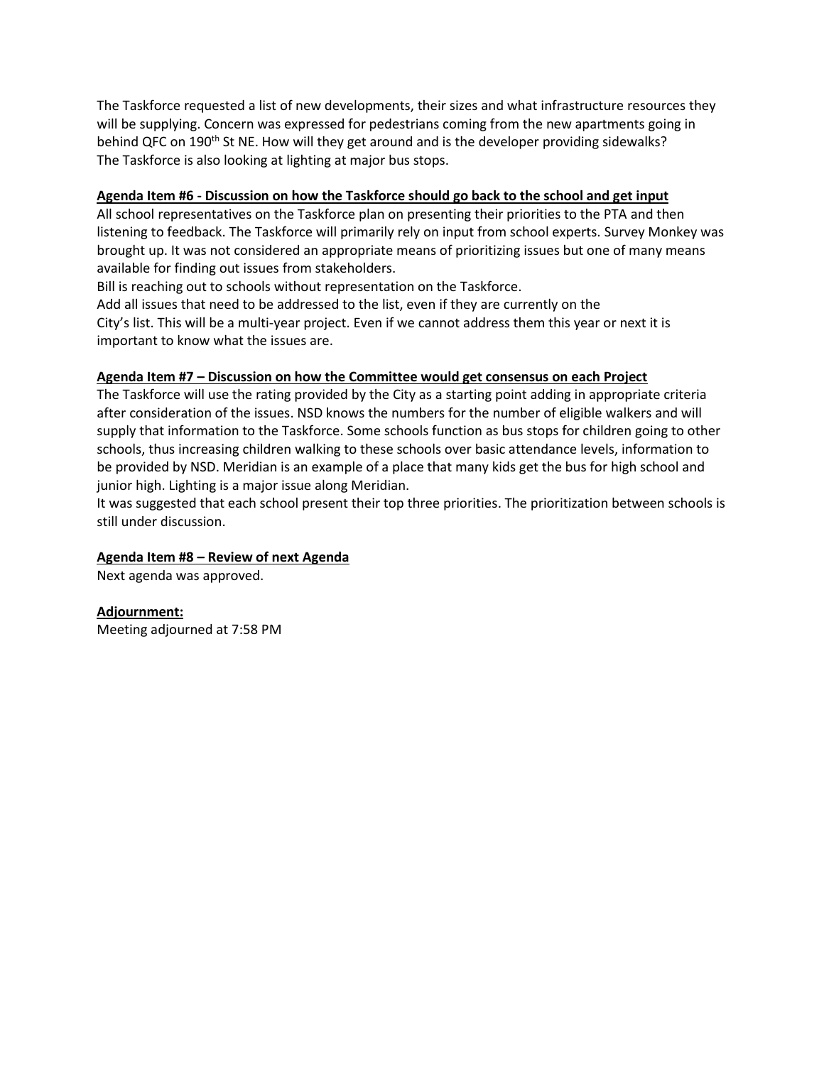The Taskforce requested a list of new developments, their sizes and what infrastructure resources they will be supplying. Concern was expressed for pedestrians coming from the new apartments going in behind QFC on 190th St NE. How will they get around and is the developer providing sidewalks? The Taskforce is also looking at lighting at major bus stops.

**Agenda Item #6 - Discussion on how the Taskforce should go back to the school and get input**

All school representatives on the Taskforce plan on presenting their priorities to the PTA and then listening to feedback. The Taskforce will primarily rely on input from school experts. Survey Monkey was brought up. It was not considered an appropriate means of prioritizing issues but one of many means available for finding out issues from stakeholders.

Bill is reaching out to schools without representation on the Taskforce.

Add all issues that need to be addressed to the list, even if they are currently on the City's list. This will be a multi-year project. Even if we cannot address them this year or next it is important to know what the issues are.

**Agenda Item #7 – Discussion on how the Committee would get consensus on each Project**

The Taskforce will use the rating provided by the City as a starting point adding in appropriate criteria after consideration of the issues. NSD knows the numbers for the number of eligible walkers and will supply that information to the Taskforce. Some schools function as bus stops for children going to other schools, thus increasing children walking to these schools over basic attendance levels, information to be provided by NSD. Meridian is an example of a place that many kids get the bus for high school and junior high. Lighting is a major issue along Meridian.

It was suggested that each school present their top three priorities. The prioritization between schools is still under discussion.

**Agenda Item #8 – Review of next Agenda**

Next agenda was approved.

**Adjournment:**

Meeting adjourned at 7:58 PM